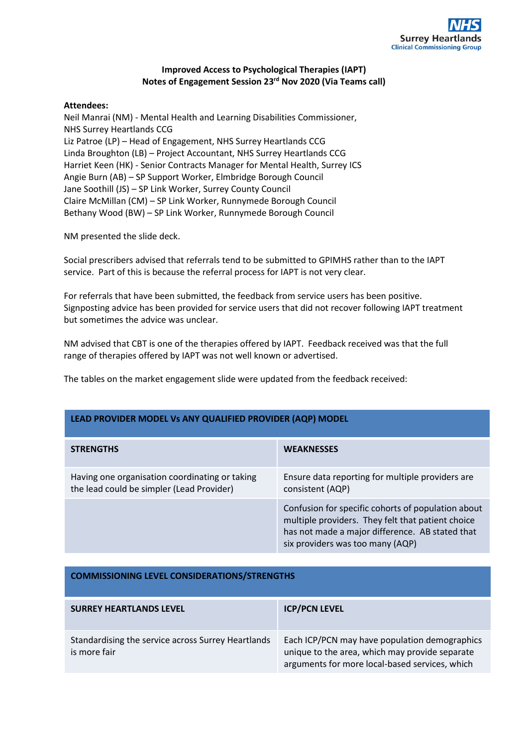**Improved Access to Psychological Therapies (IAPT)**
**Notes of Engagement Session 23rd Nov 2020 (Via Teams call)**

**Attendees:**
Neil Manrai (NM) - Mental Health and Learning Disabilities Commissioner, NHS Surrey Heartlands CCG
Liz Patroe (LP) – Head of Engagement, NHS Surrey Heartlands CCG
Linda Broughton (LB) – Project Accountant, NHS Surrey Heartlands CCG
Harriet Keen (HK) - Senior Contracts Manager for Mental Health, Surrey ICS
Angie Burn (AB) – SP Support Worker, Elmbridge Borough Council
Jane Soothill (JS) – SP Link Worker, Surrey County Council
Claire McMillan (CM) – SP Link Worker, Runnymede Borough Council
Bethany Wood (BW) – SP Link Worker, Runnymede Borough Council

NM presented the slide deck.

Social prescribers advised that referrals tend to be submitted to GPIMHS rather than to the IAPT service. Part of this is because the referral process for IAPT is not very clear.

For referrals that have been submitted, the feedback from service users has been positive. Signposting advice has been provided for service users that did not recover following IAPT treatment but sometimes the advice was unclear.

NM advised that CBT is one of the therapies offered by IAPT. Feedback received was that the full range of therapies offered by IAPT was not well known or advertised.

The tables on the market engagement slide were updated from the feedback received:

| LEAD PROVIDER MODEL Vs ANY QUALIFIED PROVIDER (AQP) MODEL | |
|---|---|
| **STRENGTHS** | **WEAKNESSES** |
| Having one organisation coordinating or taking the lead could be simpler (Lead Provider) | Ensure data reporting for multiple providers are consistent (AQP) |
| | Confusion for specific cohorts of population about multiple providers. They felt that patient choice has not made a major difference. AB stated that six providers was too many (AQP) |

| COMMISSIONING LEVEL CONSIDERATIONS/STRENGTHS | |
|---|---|
| **SURREY HEARTLANDS LEVEL** | **ICP/PCN LEVEL** |
| Standardising the service across Surrey Heartlands is more fair | Each ICP/PCN may have population demographics unique to the area, which may provide separate arguments for more local-based services, which |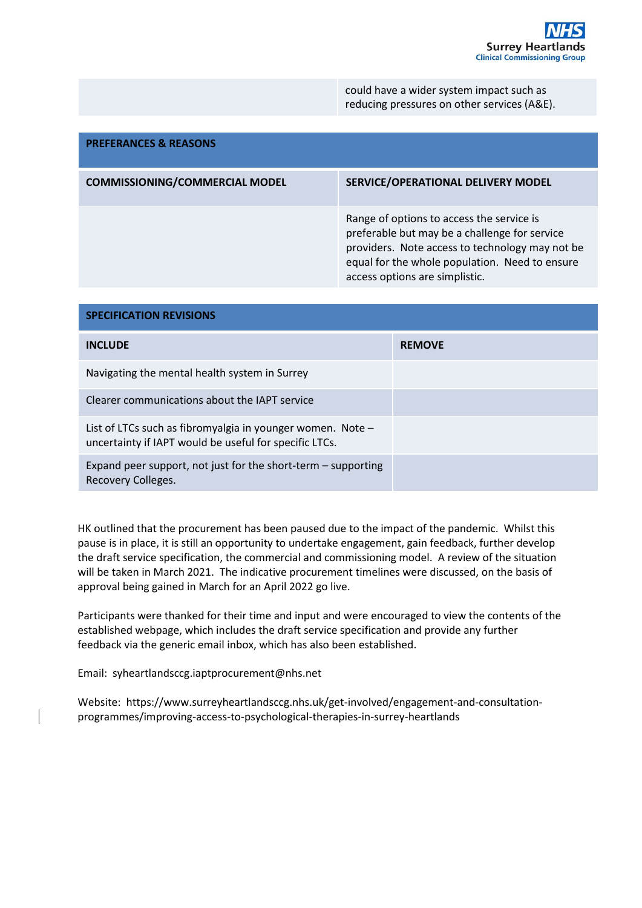| | |
|---|---|
| | could have a wider system impact such as reducing pressures on other services (A&E). |

| PREFERANCES & REASONS | |
|---|---|
| **COMMISSIONING/COMMERCIAL MODEL** | **SERVICE/OPERATIONAL DELIVERY MODEL** |
| | Range of options to access the service is preferable but may be a challenge for service providers. Note access to technology may not be equal for the whole population. Need to ensure access options are simplistic. |

| SPECIFICATION REVISIONS | |
|---|---|
| **INCLUDE** | **REMOVE** |
| Navigating the mental health system in Surrey | |
| Clearer communications about the IAPT service | |
| List of LTCs such as fibromyalgia in younger women. Note – uncertainty if IAPT would be useful for specific LTCs. | |
| Expand peer support, not just for the short-term – supporting Recovery Colleges. | |

HK outlined that the procurement has been paused due to the impact of the pandemic. Whilst this pause is in place, it is still an opportunity to undertake engagement, gain feedback, further develop the draft service specification, the commercial and commissioning model. A review of the situation will be taken in March 2021. The indicative procurement timelines were discussed, on the basis of approval being gained in March for an April 2022 go live.

Participants were thanked for their time and input and were encouraged to view the contents of the established webpage, which includes the draft service specification and provide any further feedback via the generic email inbox, which has also been established.

Email: syheartlandsccg.iaptprocurement@nhs.net

Website: https://www.surreyheartlandsccg.nhs.uk/get-involved/engagement-and-consultation-programmes/improving-access-to-psychological-therapies-in-surrey-heartlands